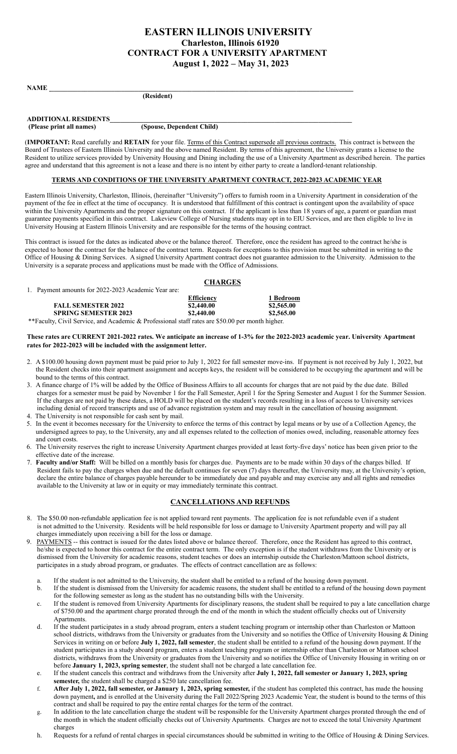# EASTERN ILLINOIS UNIVERSITY

## Charleston, Illinois 61920

## CONTRACT FOR A UNIVERSITY APARTMENT

## August 1, 2022 – May 31, 2023

**NAME** ______________________________________________
**(Resident)**

**ADDITIONAL RESIDENTS** ______________________________________________
**(Please print all names)** **(Spouse, Dependent Child)**

(**IMPORTANT:** Read carefully and **RETAIN** for your file. Terms of this Contract supersede all previous contracts. This contract is between the Board of Trustees of Eastern Illinois University and the above named Resident. By terms of this agreement, the University grants a license to the Resident to utilize services provided by University Housing and Dining including the use of a University Apartment as described herein. The parties agree and understand that this agreement is not a lease and there is no intent by either party to create a landlord-tenant relationship.

### TERMS AND CONDITIONS OF THE UNIVERSITY APARTMENT CONTRACT, 2022-2023 ACADEMIC YEAR

Eastern Illinois University, Charleston, Illinois, (hereinafter "University") offers to furnish room in a University Apartment in consideration of the payment of the fee in effect at the time of occupancy. It is understood that fulfillment of this contract is contingent upon the availability of space within the University Apartments and the proper signature on this contract. If the applicant is less than 18 years of age, a parent or guardian must guarantee payments specified in this contract. Lakeview College of Nursing students may opt in to EIU Services, and are then eligible to live in University Housing at Eastern Illinois University and are responsible for the terms of the housing contract.

This contract is issued for the dates as indicated above or the balance thereof. Therefore, once the resident has agreed to the contract he/she is expected to honor the contract for the balance of the contract term. Requests for exceptions to this provision must be submitted in writing to the Office of Housing & Dining Services. A signed University Apartment contract does not guarantee admission to the University. Admission to the University is a separate process and applications must be made with the Office of Admissions.

### CHARGES

1. Payment amounts for 2022-2023 Academic Year are:

| | Efficiency | 1 Bedroom |
|---|---|---|
| **FALL SEMESTER 2022** | **$2,440.00** | **$2,565.00** |
| **SPRING SEMESTER 2023** | **$2,440.00** | **$2,565.00** |

**Faculty, Civil Service, and Academic & Professional staff rates are $50.00 per month higher.

**These rates are CURRENT 2021-2022 rates. We anticipate an increase of 1-3% for the 2022-2023 academic year. University Apartment rates for 2022-2023 will be included with the assignment letter.**

2. A $100.00 housing down payment must be paid prior to July 1, 2022 for fall semester move-ins. If payment is not received by July 1, 2022, but the Resident checks into their apartment assignment and accepts keys, the resident will be considered to be occupying the apartment and will be bound to the terms of this contract.
3. A finance charge of 1% will be added by the Office of Business Affairs to all accounts for charges that are not paid by the due date. Billed charges for a semester must be paid by November 1 for the Fall Semester, April 1 for the Spring Semester and August 1 for the Summer Session. If the charges are not paid by these dates, a HOLD will be placed on the student's records resulting in a loss of access to University services including denial of record transcripts and use of advance registration system and may result in the cancellation of housing assignment.
4. The University is not responsible for cash sent by mail.
5. In the event it becomes necessary for the University to enforce the terms of this contract by legal means or by use of a Collection Agency, the undersigned agrees to pay, to the University, any and all expenses related to the collection of monies owed, including, reasonable attorney fees and court costs.
6. The University reserves the right to increase University Apartment charges provided at least forty-five days' notice has been given prior to the effective date of the increase.
7. **Faculty and/or Staff:** Will be billed on a monthly basis for charges due. Payments are to be made within 30 days of the charges billed. If Resident fails to pay the charges when due and the default continues for seven (7) days thereafter, the University may, at the University's option, declare the entire balance of charges payable hereunder to be immediately due and payable and may exercise any and all rights and remedies available to the University at law or in equity or may immediately terminate this contract.

### CANCELLATIONS AND REFUNDS

8. The $50.00 non-refundable application fee is not applied toward rent payments. The application fee is not refundable even if a student is not admitted to the University. Residents will be held responsible for loss or damage to University Apartment property and will pay all charges immediately upon receiving a bill for the loss or damage.
9. PAYMENTS -- this contract is issued for the dates listed above or balance thereof. Therefore, once the Resident has agreed to this contract, he/she is expected to honor this contract for the entire contract term. The only exception is if the student withdraws from the University or is dismissed from the University for academic reasons, student teaches or does an internship outside the Charleston/Mattoon school districts, participates in a study abroad program, or graduates. The effects of contract cancellation are as follows:

   a. If the student is not admitted to the University, the student shall be entitled to a refund of the housing down payment.
   b. If the student is dismissed from the University for academic reasons, the student shall be entitled to a refund of the housing down payment for the following semester as long as the student has no outstanding bills with the University.
   c. If the student is removed from University Apartments for disciplinary reasons, the student shall be required to pay a late cancellation charge of $750.00 and the apartment charge prorated through the end of the month in which the student officially checks out of University Apartments.
   d. If the student participates in a study abroad program, enters a student teaching program or internship other than Charleston or Mattoon school districts, withdraws from the University or graduates from the University and so notifies the Office of University Housing & Dining Services in writing on or before **July 1, 2022, fall semester**, the student shall be entitled to a refund of the housing down payment. If the student participates in a study aboard program, enters a student teaching program or internship other than Charleston or Mattoon school districts, withdraws from the University or graduates from the University and so notifies the Office of University Housing in writing on or before **January 1, 2023, spring semester**, the student shall not be charged a late cancellation fee.
   e. If the student cancels this contract and withdraws from the University after **July 1, 2022, fall semester or January 1, 2023, spring semester,** the student shall be charged a $250 late cancellation fee.
   f. **After July 1, 2022, fall semester, or January 1, 2023, spring semester,** if the student has completed this contract, has made the housing down payment**,** and is enrolled at the University during the Fall 2022/Spring 2023 Academic Year, the student is bound to the terms of this contract and shall be required to pay the entire rental charges for the term of the contract.
   g. In addition to the late cancellation charge the student will be responsible for the University Apartment charges prorated through the end of the month in which the student officially checks out of University Apartments. Charges are not to exceed the total University Apartment charges
   h. Requests for a refund of rental charges in special circumstances should be submitted in writing to the Office of Housing & Dining Services.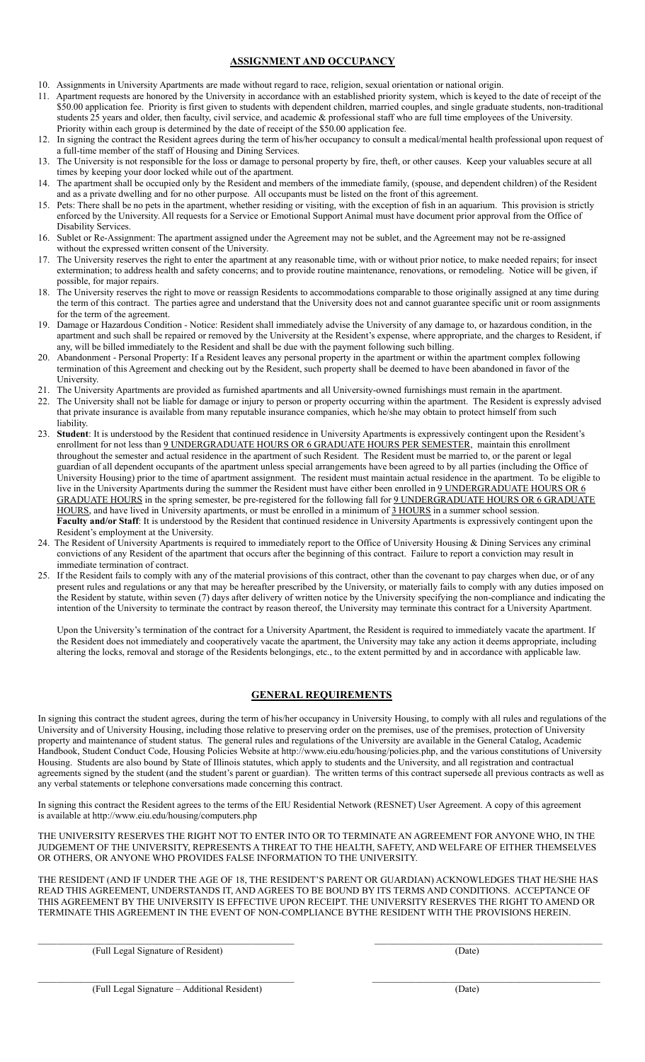## ASSIGNMENT AND OCCUPANCY

10. Assignments in University Apartments are made without regard to race, religion, sexual orientation or national origin.
11. Apartment requests are honored by the University in accordance with an established priority system, which is keyed to the date of receipt of the $50.00 application fee. Priority is first given to students with dependent children, married couples, and single graduate students, non-traditional students 25 years and older, then faculty, civil service, and academic & professional staff who are full time employees of the University. Priority within each group is determined by the date of receipt of the $50.00 application fee.
12. In signing the contract the Resident agrees during the term of his/her occupancy to consult a medical/mental health professional upon request of a full-time member of the staff of Housing and Dining Services.
13. The University is not responsible for the loss or damage to personal property by fire, theft, or other causes. Keep your valuables secure at all times by keeping your door locked while out of the apartment.
14. The apartment shall be occupied only by the Resident and members of the immediate family, (spouse, and dependent children) of the Resident and as a private dwelling and for no other purpose. All occupants must be listed on the front of this agreement.
15. Pets: There shall be no pets in the apartment, whether residing or visiting, with the exception of fish in an aquarium. This provision is strictly enforced by the University. All requests for a Service or Emotional Support Animal must have document prior approval from the Office of Disability Services.
16. Sublet or Re-Assignment: The apartment assigned under the Agreement may not be sublet, and the Agreement may not be re-assigned without the expressed written consent of the University.
17. The University reserves the right to enter the apartment at any reasonable time, with or without prior notice, to make needed repairs; for insect extermination; to address health and safety concerns; and to provide routine maintenance, renovations, or remodeling. Notice will be given, if possible, for major repairs.
18. The University reserves the right to move or reassign Residents to accommodations comparable to those originally assigned at any time during the term of this contract. The parties agree and understand that the University does not and cannot guarantee specific unit or room assignments for the term of the agreement.
19. Damage or Hazardous Condition - Notice: Resident shall immediately advise the University of any damage to, or hazardous condition, in the apartment and such shall be repaired or removed by the University at the Resident's expense, where appropriate, and the charges to Resident, if any, will be billed immediately to the Resident and shall be due with the payment following such billing.
20. Abandonment - Personal Property: If a Resident leaves any personal property in the apartment or within the apartment complex following termination of this Agreement and checking out by the Resident, such property shall be deemed to have been abandoned in favor of the University.
21. The University Apartments are provided as furnished apartments and all University-owned furnishings must remain in the apartment.
22. The University shall not be liable for damage or injury to person or property occurring within the apartment. The Resident is expressly advised that private insurance is available from many reputable insurance companies, which he/she may obtain to protect himself from such liability.
23. **Student**: It is understood by the Resident that continued residence in University Apartments is expressively contingent upon the Resident's enrollment for not less than 9 UNDERGRADUATE HOURS OR 6 GRADUATE HOURS PER SEMESTER, maintain this enrollment throughout the semester and actual residence in the apartment of such Resident. The Resident must be married to, or the parent or legal guardian of all dependent occupants of the apartment unless special arrangements have been agreed to by all parties (including the Office of University Housing) prior to the time of apartment assignment. The resident must maintain actual residence in the apartment. To be eligible to live in the University Apartments during the summer the Resident must have either been enrolled in 9 UNDERGRADUATE HOURS OR 6 GRADUATE HOURS in the spring semester, be pre-registered for the following fall for 9 UNDERGRADUATE HOURS OR 6 GRADUATE HOURS, and have lived in University apartments, or must be enrolled in a minimum of 3 HOURS in a summer school session.
    **Faculty and/or Staff**: It is understood by the Resident that continued residence in University Apartments is expressively contingent upon the Resident's employment at the University.
24. The Resident of University Apartments is required to immediately report to the Office of University Housing & Dining Services any criminal convictions of any Resident of the apartment that occurs after the beginning of this contract. Failure to report a conviction may result in immediate termination of contract.
25. If the Resident fails to comply with any of the material provisions of this contract, other than the covenant to pay charges when due, or of any present rules and regulations or any that may be hereafter prescribed by the University, or materially fails to comply with any duties imposed on the Resident by statute, within seven (7) days after delivery of written notice by the University specifying the non-compliance and indicating the intention of the University to terminate the contract by reason thereof, the University may terminate this contract for a University Apartment.

    Upon the University's termination of the contract for a University Apartment, the Resident is required to immediately vacate the apartment. If the Resident does not immediately and cooperatively vacate the apartment, the University may take any action it deems appropriate, including altering the locks, removal and storage of the Residents belongings, etc., to the extent permitted by and in accordance with applicable law.

## GENERAL REQUIREMENTS

In signing this contract the student agrees, during the term of his/her occupancy in University Housing, to comply with all rules and regulations of the University and of University Housing, including those relative to preserving order on the premises, use of the premises, protection of University property and maintenance of student status. The general rules and regulations of the University are available in the General Catalog, Academic Handbook, Student Conduct Code, Housing Policies Website at http://www.eiu.edu/housing/policies.php, and the various constitutions of University Housing. Students are also bound by State of Illinois statutes, which apply to students and the University, and all registration and contractual agreements signed by the student (and the student's parent or guardian). The written terms of this contract supersede all previous contracts as well as any verbal statements or telephone conversations made concerning this contract.

In signing this contract the Resident agrees to the terms of the EIU Residential Network (RESNET) User Agreement. A copy of this agreement is available at http://www.eiu.edu/housing/computers.php

THE UNIVERSITY RESERVES THE RIGHT NOT TO ENTER INTO OR TO TERMINATE AN AGREEMENT FOR ANYONE WHO, IN THE JUDGEMENT OF THE UNIVERSITY, REPRESENTS A THREAT TO THE HEALTH, SAFETY, AND WELFARE OF EITHER THEMSELVES OR OTHERS, OR ANYONE WHO PROVIDES FALSE INFORMATION TO THE UNIVERSITY.

THE RESIDENT (AND IF UNDER THE AGE OF 18, THE RESIDENT'S PARENT OR GUARDIAN) ACKNOWLEDGES THAT HE/SHE HAS READ THIS AGREEMENT, UNDERSTANDS IT, AND AGREES TO BE BOUND BY ITS TERMS AND CONDITIONS. ACCEPTANCE OF THIS AGREEMENT BY THE UNIVERSITY IS EFFECTIVE UPON RECEIPT. THE UNIVERSITY RESERVES THE RIGHT TO AMEND OR TERMINATE THIS AGREEMENT IN THE EVENT OF NON-COMPLIANCE BYTHE RESIDENT WITH THE PROVISIONS HEREIN.

\_\_\_\_\_\_\_\_\_\_\_\_\_\_\_\_\_\_\_\_\_\_\_\_\_\_\_\_\_\_\_\_\_\_\_\_ \_\_\_\_\_\_\_\_\_\_\_\_\_\_\_\_\_\_\_\_\_\_\_\_\_\_\_\_\_\_\_\_\_\_\_\_

(Full Legal Signature of Resident) (Date)

\_\_\_\_\_\_\_\_\_\_\_\_\_\_\_\_\_\_\_\_\_\_\_\_\_\_\_\_\_\_\_\_\_\_\_\_ \_\_\_\_\_\_\_\_\_\_\_\_\_\_\_\_\_\_\_\_\_\_\_\_\_\_\_\_\_\_\_\_\_\_\_\_

(Full Legal Signature – Additional Resident) (Date)